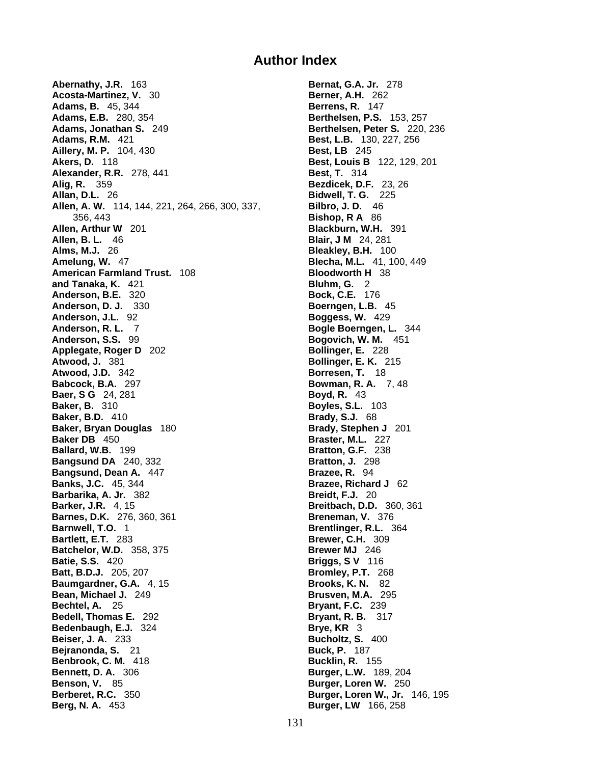# Author Index

**Abernathy, J.R.** 163
**Acosta-Martinez, V.** 30
**Adams, B.** 45, 344
**Adams, E.B.** 280, 354
**Adams, Jonathan S.** 249
**Adams, R.M.** 421
**Aillery, M. P.** 104, 430
**Akers, D.** 118
**Alexander, R.R.** 278, 441
**Alig, R.** 359
**Allan, D.L.** 26
**Allen, A. W.** 114, 144, 221, 264, 266, 300, 337, 356, 443
**Allen, Arthur W** 201
**Allen, B. L.** 46
**Alms, M.J.** 26
**Amelung, W.** 47
**American Farmland Trust.** 108
**and Tanaka, K.** 421
**Anderson, B.E.** 320
**Anderson, D. J.** 330
**Anderson, J.L.** 92
**Anderson, R. L.** 7
**Anderson, S.S.** 99
**Applegate, Roger D** 202
**Atwood, J.** 381
**Atwood, J.D.** 342
**Babcock, B.A.** 297
**Baer, S G** 24, 281
**Baker, B.** 310
**Baker, B.D.** 410
**Baker, Bryan Douglas** 180
**Baker DB** 450
**Ballard, W.B.** 199
**Bangsund DA** 240, 332
**Bangsund, Dean A.** 447
**Banks, J.C.** 45, 344
**Barbarika, A. Jr.** 382
**Barker, J.R.** 4, 15
**Barnes, D.K.** 276, 360, 361
**Barnwell, T.O.** 1
**Bartlett, E.T.** 283
**Batchelor, W.D.** 358, 375
**Batie, S.S.** 420
**Batt, B.D.J.** 205, 207
**Baumgardner, G.A.** 4, 15
**Bean, Michael J.** 249
**Bechtel, A.** 25
**Bedell, Thomas E.** 292
**Bedenbaugh, E.J.** 324
**Beiser, J. A.** 233
**Bejranonda, S.** 21
**Benbrook, C. M.** 418
**Bennett, D. A.** 306
**Benson, V.** 85
**Berberet, R.C.** 350
**Berg, N. A.** 453
**Bernat, G.A. Jr.** 278
**Berner, A.H.** 262
**Berrens, R.** 147
**Berthelsen, P.S.** 153, 257
**Berthelsen, Peter S.** 220, 236
**Best, L.B.** 130, 227, 256
**Best, LB** 245
**Best, Louis B** 122, 129, 201
**Best, T.** 314
**Bezdicek, D.F.** 23, 26
**Bidwell, T. G.** 225
**Bilbro, J. D.** 46
**Bishop, R A** 86
**Blackburn, W.H.** 391
**Blair, J M** 24, 281
**Bleakley, B.H.** 100
**Blecha, M.L.** 41, 100, 449
**Bloodworth H** 38
**Bluhm, G.** 2
**Bock, C.E.** 176
**Boerngen, L.B.** 45
**Boggess, W.** 429
**Bogle Boerngen, L.** 344
**Bogovich, W. M.** 451
**Bollinger, E.** 228
**Bollinger, E. K.** 215
**Borresen, T.** 18
**Bowman, R. A.** 7, 48
**Boyd, R.** 43
**Boyles, S.L.** 103
**Brady, S.J.** 68
**Brady, Stephen J** 201
**Braster, M.L.** 227
**Bratton, G.F.** 238
**Bratton, J.** 298
**Brazee, R.** 94
**Brazee, Richard J** 62
**Breidt, F.J.** 20
**Breitbach, D.D.** 360, 361
**Breneman, V.** 376
**Brentlinger, R.L.** 364
**Brewer, C.H.** 309
**Brewer MJ** 246
**Briggs, S V** 116
**Bromley, P.T.** 268
**Brooks, K. N.** 82
**Brusven, M.A.** 295
**Bryant, F.C.** 239
**Bryant, R. B.** 317
**Brye, KR** 3
**Bucholtz, S.** 400
**Buck, P.** 187
**Bucklin, R.** 155
**Burger, L.W.** 189, 204
**Burger, Loren W.** 250
**Burger, Loren W., Jr.** 146, 195
**Burger, LW** 166, 258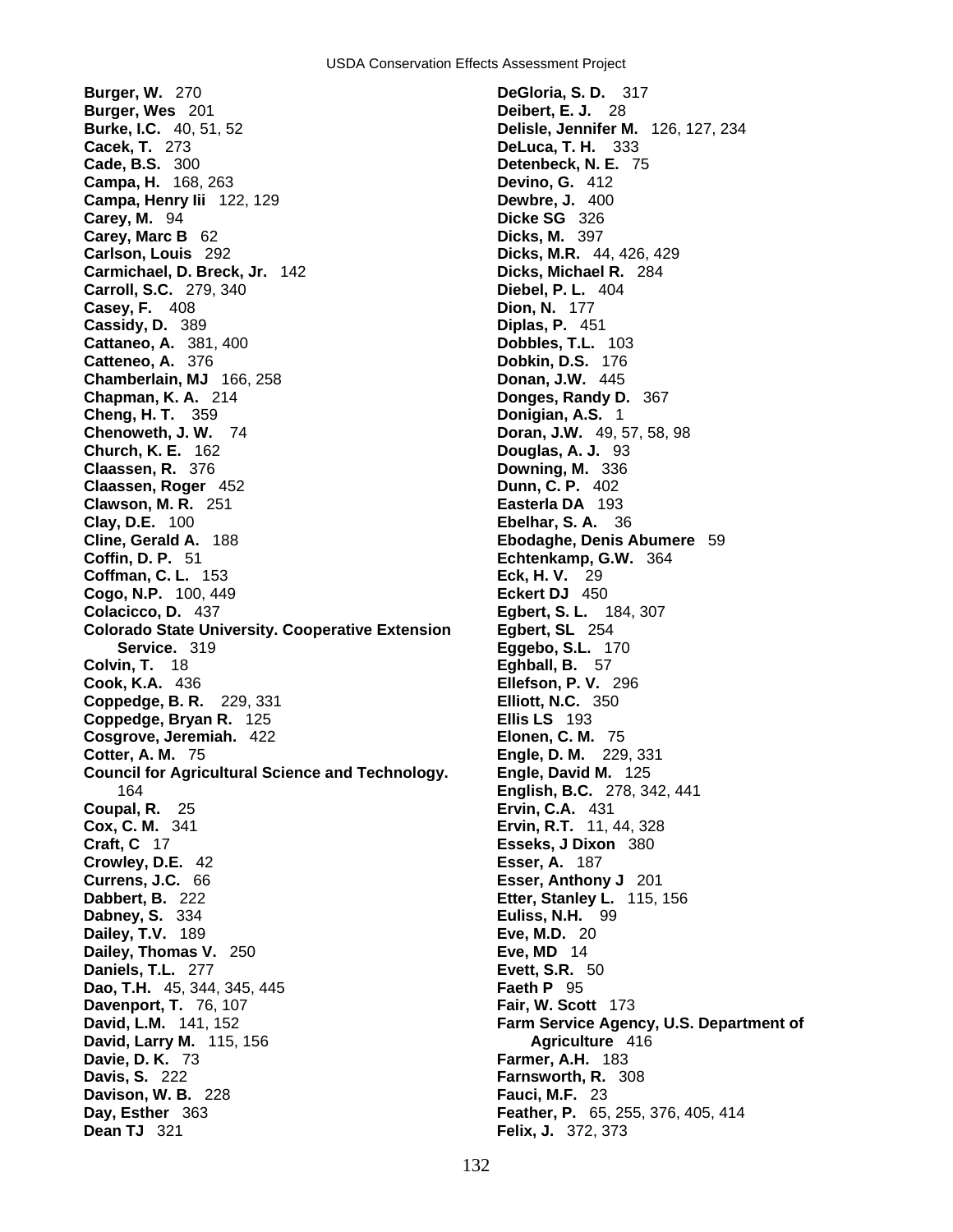**Burger, W.** 270
**Burger, Wes** 201
**Burke, I.C.** 40, 51, 52
**Cacek, T.** 273
**Cade, B.S.** 300
**Campa, H.** 168, 263
**Campa, Henry Iii** 122, 129
**Carey, M.** 94
**Carey, Marc B** 62
**Carlson, Louis** 292
**Carmichael, D. Breck, Jr.** 142
**Carroll, S.C.** 279, 340
**Casey, F.** 408
**Cassidy, D.** 389
**Cattaneo, A.** 381, 400
**Catteneo, A.** 376
**Chamberlain, MJ** 166, 258
**Chapman, K. A.** 214
**Cheng, H. T.** 359
**Chenoweth, J. W.** 74
**Church, K. E.** 162
**Claassen, R.** 376
**Claassen, Roger** 452
**Clawson, M. R.** 251
**Clay, D.E.** 100
**Cline, Gerald A.** 188
**Coffin, D. P.** 51
**Coffman, C. L.** 153
**Cogo, N.P.** 100, 449
**Colacicco, D.** 437
**Colorado State University. Cooperative Extension Service.** 319
**Colvin, T.** 18
**Cook, K.A.** 436
**Coppedge, B. R.** 229, 331
**Coppedge, Bryan R.** 125
**Cosgrove, Jeremiah.** 422
**Cotter, A. M.** 75
**Council for Agricultural Science and Technology.** 164
**Coupal, R.** 25
**Cox, C. M.** 341
**Craft, C** 17
**Crowley, D.E.** 42
**Currens, J.C.** 66
**Dabbert, B.** 222
**Dabney, S.** 334
**Dailey, T.V.** 189
**Dailey, Thomas V.** 250
**Daniels, T.L.** 277
**Dao, T.H.** 45, 344, 345, 445
**Davenport, T.** 76, 107
**David, L.M.** 141, 152
**David, Larry M.** 115, 156
**Davie, D. K.** 73
**Davis, S.** 222
**Davison, W. B.** 228
**Day, Esther** 363
**Dean TJ** 321
**DeGloria, S. D.** 317
**Deibert, E. J.** 28
**Delisle, Jennifer M.** 126, 127, 234
**DeLuca, T. H.** 333
**Detenbeck, N. E.** 75
**Devino, G.** 412
**Dewbre, J.** 400
**Dicke SG** 326
**Dicks, M.** 397
**Dicks, M.R.** 44, 426, 429
**Dicks, Michael R.** 284
**Diebel, P. L.** 404
**Dion, N.** 177
**Diplas, P.** 451
**Dobbles, T.L.** 103
**Dobkin, D.S.** 176
**Donan, J.W.** 445
**Donges, Randy D.** 367
**Donigian, A.S.** 1
**Doran, J.W.** 49, 57, 58, 98
**Douglas, A. J.** 93
**Downing, M.** 336
**Dunn, C. P.** 402
**Easterla DA** 193
**Ebelhar, S. A.** 36
**Ebodaghe, Denis Abumere** 59
**Echtenkamp, G.W.** 364
**Eck, H. V.** 29
**Eckert DJ** 450
**Egbert, S. L.** 184, 307
**Egbert, SL** 254
**Eggebo, S.L.** 170
**Eghball, B.** 57
**Ellefson, P. V.** 296
**Elliott, N.C.** 350
**Ellis LS** 193
**Elonen, C. M.** 75
**Engle, D. M.** 229, 331
**Engle, David M.** 125
**English, B.C.** 278, 342, 441
**Ervin, C.A.** 431
**Ervin, R.T.** 11, 44, 328
**Esseks, J Dixon** 380
**Esser, A.** 187
**Esser, Anthony J** 201
**Etter, Stanley L.** 115, 156
**Euliss, N.H.** 99
**Eve, M.D.** 20
**Eve, MD** 14
**Evett, S.R.** 50
**Faeth P** 95
**Fair, W. Scott** 173
**Farm Service Agency, U.S. Department of Agriculture** 416
**Farmer, A.H.** 183
**Farnsworth, R.** 308
**Fauci, M.F.** 23
**Feather, P.** 65, 255, 376, 405, 414
**Felix, J.** 372, 373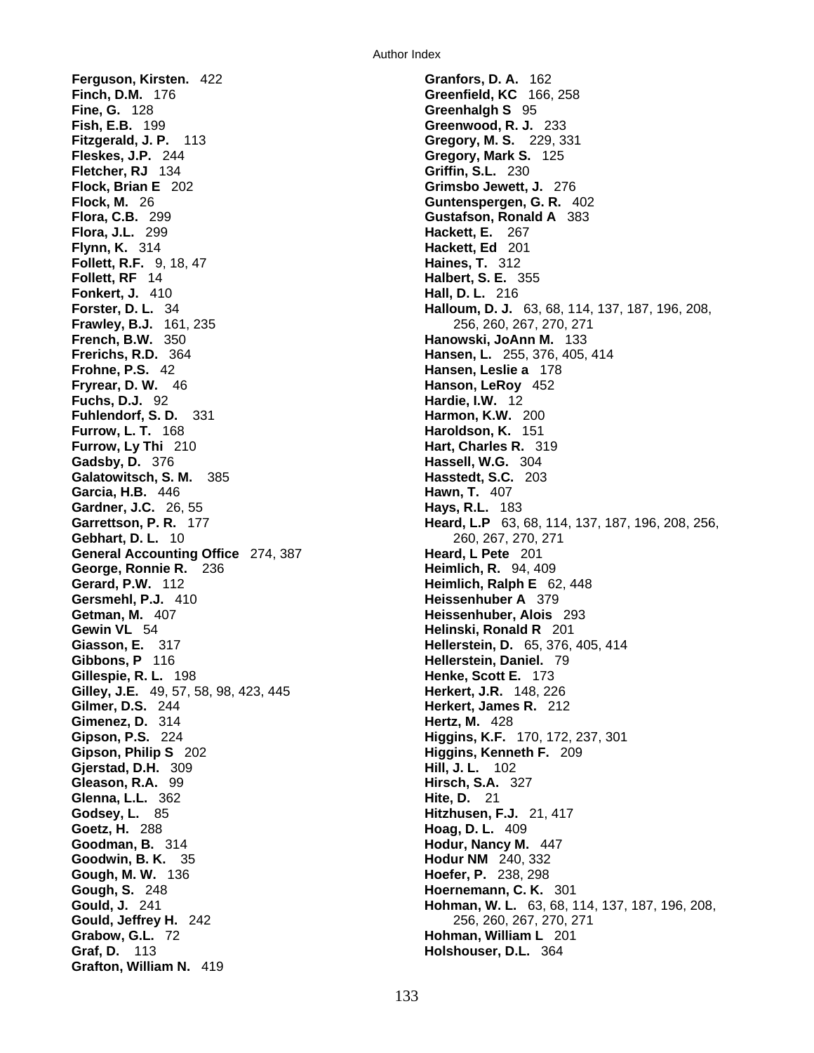**Ferguson, Kirsten.** 422
**Finch, D.M.** 176
**Fine, G.** 128
**Fish, E.B.** 199
**Fitzgerald, J. P.** 113
**Fleskes, J.P.** 244
**Fletcher, RJ** 134
**Flock, Brian E** 202
**Flock, M.** 26
**Flora, C.B.** 299
**Flora, J.L.** 299
**Flynn, K.** 314
**Follett, R.F.** 9, 18, 47
**Follett, RF** 14
**Fonkert, J.** 410
**Forster, D. L.** 34
**Frawley, B.J.** 161, 235
**French, B.W.** 350
**Frerichs, R.D.** 364
**Frohne, P.S.** 42
**Fryrear, D. W.** 46
**Fuchs, D.J.** 92
**Fuhlendorf, S. D.** 331
**Furrow, L. T.** 168
**Furrow, Ly Thi** 210
**Gadsby, D.** 376
**Galatowitsch, S. M.** 385
**Garcia, H.B.** 446
**Gardner, J.C.** 26, 55
**Garrettson, P. R.** 177
**Gebhart, D. L.** 10
**General Accounting Office** 274, 387
**George, Ronnie R.** 236
**Gerard, P.W.** 112
**Gersmehl, P.J.** 410
**Getman, M.** 407
**Gewin VL** 54
**Giasson, E.** 317
**Gibbons, P** 116
**Gillespie, R. L.** 198
**Gilley, J.E.** 49, 57, 58, 98, 423, 445
**Gilmer, D.S.** 244
**Gimenez, D.** 314
**Gipson, P.S.** 224
**Gipson, Philip S** 202
**Gjerstad, D.H.** 309
**Gleason, R.A.** 99
**Glenna, L.L.** 362
**Godsey, L.** 85
**Goetz, H.** 288
**Goodman, B.** 314
**Goodwin, B. K.** 35
**Gough, M. W.** 136
**Gough, S.** 248
**Gould, J.** 241
**Gould, Jeffrey H.** 242
**Grabow, G.L.** 72
**Graf, D.** 113
**Grafton, William N.** 419
**Granfors, D. A.** 162
**Greenfield, KC** 166, 258
**Greenhalgh S** 95
**Greenwood, R. J.** 233
**Gregory, M. S.** 229, 331
**Gregory, Mark S.** 125
**Griffin, S.L.** 230
**Grimsbo Jewett, J.** 276
**Guntenspergen, G. R.** 402
**Gustafson, Ronald A** 383
**Hackett, E.** 267
**Hackett, Ed** 201
**Haines, T.** 312
**Halbert, S. E.** 355
**Hall, D. L.** 216
**Halloum, D. J.** 63, 68, 114, 137, 187, 196, 208, 256, 260, 267, 270, 271
**Hanowski, JoAnn M.** 133
**Hansen, L.** 255, 376, 405, 414
**Hansen, Leslie a** 178
**Hanson, LeRoy** 452
**Hardie, I.W.** 12
**Harmon, K.W.** 200
**Haroldson, K.** 151
**Hart, Charles R.** 319
**Hassell, W.G.** 304
**Hasstedt, S.C.** 203
**Hawn, T.** 407
**Hays, R.L.** 183
**Heard, L.P** 63, 68, 114, 137, 187, 196, 208, 256, 260, 267, 270, 271
**Heard, L Pete** 201
**Heimlich, R.** 94, 409
**Heimlich, Ralph E** 62, 448
**Heissenhuber A** 379
**Heissenhuber, Alois** 293
**Helinski, Ronald R** 201
**Hellerstein, D.** 65, 376, 405, 414
**Hellerstein, Daniel.** 79
**Henke, Scott E.** 173
**Herkert, J.R.** 148, 226
**Herkert, James R.** 212
**Hertz, M.** 428
**Higgins, K.F.** 170, 172, 237, 301
**Higgins, Kenneth F.** 209
**Hill, J. L.** 102
**Hirsch, S.A.** 327
**Hite, D.** 21
**Hitzhusen, F.J.** 21, 417
**Hoag, D. L.** 409
**Hodur, Nancy M.** 447
**Hodur NM** 240, 332
**Hoefer, P.** 238, 298
**Hoernemann, C. K.** 301
**Hohman, W. L.** 63, 68, 114, 137, 187, 196, 208, 256, 260, 267, 270, 271
**Hohman, William L** 201
**Holshouser, D.L.** 364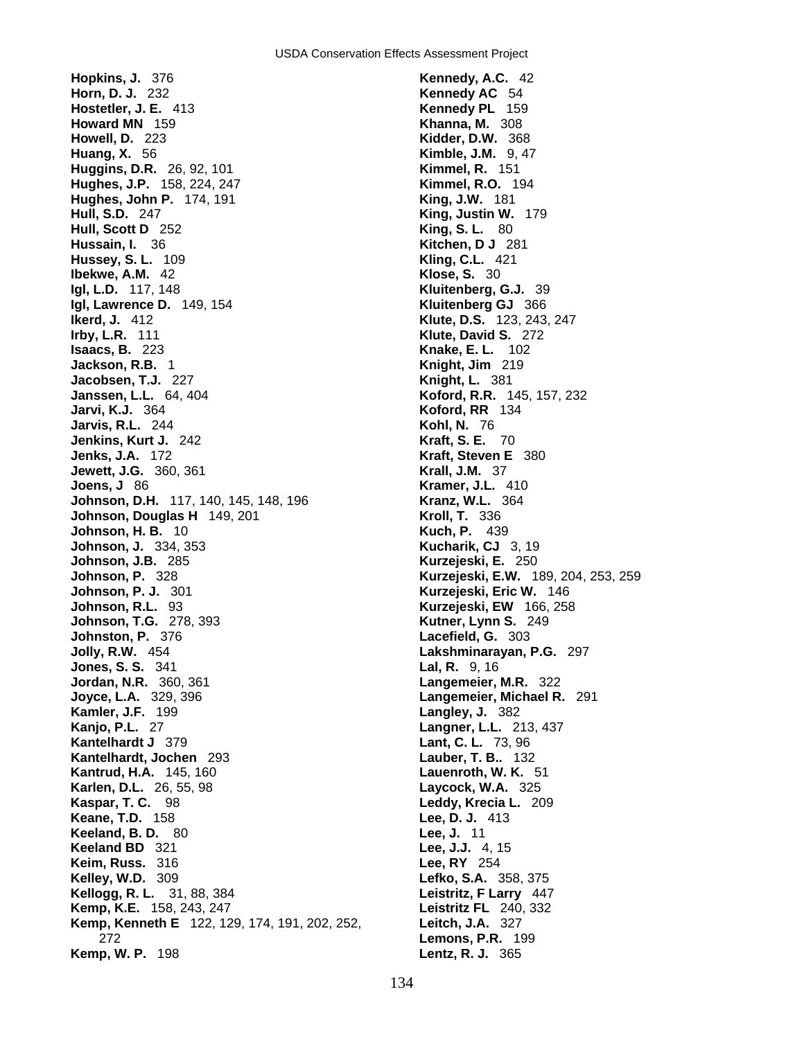**Hopkins, J.** 376
**Horn, D. J.** 232
**Hostetler, J. E.** 413
**Howard MN** 159
**Howell, D.** 223
**Huang, X.** 56
**Huggins, D.R.** 26, 92, 101
**Hughes, J.P.** 158, 224, 247
**Hughes, John P.** 174, 191
**Hull, S.D.** 247
**Hull, Scott D** 252
**Hussain, I.** 36
**Hussey, S. L.** 109
**Ibekwe, A.M.** 42
**Igl, L.D.** 117, 148
**Igl, Lawrence D.** 149, 154
**Ikerd, J.** 412
**Irby, L.R.** 111
**Isaacs, B.** 223
**Jackson, R.B.** 1
**Jacobsen, T.J.** 227
**Janssen, L.L.** 64, 404
**Jarvi, K.J.** 364
**Jarvis, R.L.** 244
**Jenkins, Kurt J.** 242
**Jenks, J.A.** 172
**Jewett, J.G.** 360, 361
**Joens, J** 86
**Johnson, D.H.** 117, 140, 145, 148, 196
**Johnson, Douglas H** 149, 201
**Johnson, H. B.** 10
**Johnson, J.** 334, 353
**Johnson, J.B.** 285
**Johnson, P.** 328
**Johnson, P. J.** 301
**Johnson, R.L.** 93
**Johnson, T.G.** 278, 393
**Johnston, P.** 376
**Jolly, R.W.** 454
**Jones, S. S.** 341
**Jordan, N.R.** 360, 361
**Joyce, L.A.** 329, 396
**Kamler, J.F.** 199
**Kanjo, P.L.** 27
**Kantelhardt J** 379
**Kantelhardt, Jochen** 293
**Kantrud, H.A.** 145, 160
**Karlen, D.L.** 26, 55, 98
**Kaspar, T. C.** 98
**Keane, T.D.** 158
**Keeland, B. D.** 80
**Keeland BD** 321
**Keim, Russ.** 316
**Kelley, W.D.** 309
**Kellogg, R. L.** 31, 88, 384
**Kemp, K.E.** 158, 243, 247
**Kemp, Kenneth E** 122, 129, 174, 191, 202, 252, 272
**Kemp, W. P.** 198
**Kennedy, A.C.** 42
**Kennedy AC** 54
**Kennedy PL** 159
**Khanna, M.** 308
**Kidder, D.W.** 368
**Kimble, J.M.** 9, 47
**Kimmel, R.** 151
**Kimmel, R.O.** 194
**King, J.W.** 181
**King, Justin W.** 179
**King, S. L.** 80
**Kitchen, D J** 281
**Kling, C.L.** 421
**Klose, S.** 30
**Kluitenberg, G.J.** 39
**Kluitenberg GJ** 366
**Klute, D.S.** 123, 243, 247
**Klute, David S.** 272
**Knake, E. L.** 102
**Knight, Jim** 219
**Knight, L.** 381
**Koford, R.R.** 145, 157, 232
**Koford, RR** 134
**Kohl, N.** 76
**Kraft, S. E.** 70
**Kraft, Steven E** 380
**Krall, J.M.** 37
**Kramer, J.L.** 410
**Kranz, W.L.** 364
**Kroll, T.** 336
**Kuch, P.** 439
**Kucharik, CJ** 3, 19
**Kurzejeski, E.** 250
**Kurzejeski, E.W.** 189, 204, 253, 259
**Kurzejeski, Eric W.** 146
**Kurzejeski, EW** 166, 258
**Kutner, Lynn S.** 249
**Lacefield, G.** 303
**Lakshminarayan, P.G.** 297
**Lal, R.** 9, 16
**Langemeier, M.R.** 322
**Langemeier, Michael R.** 291
**Langley, J.** 382
**Langner, L.L.** 213, 437
**Lant, C. L.** 73, 96
**Lauber, T. B..** 132
**Lauenroth, W. K.** 51
**Laycock, W.A.** 325
**Leddy, Krecia L.** 209
**Lee, D. J.** 413
**Lee, J.** 11
**Lee, J.J.** 4, 15
**Lee, RY** 254
**Lefko, S.A.** 358, 375
**Leistritz, F Larry** 447
**Leistritz FL** 240, 332
**Leitch, J.A.** 327
**Lemons, P.R.** 199
**Lentz, R. J.** 365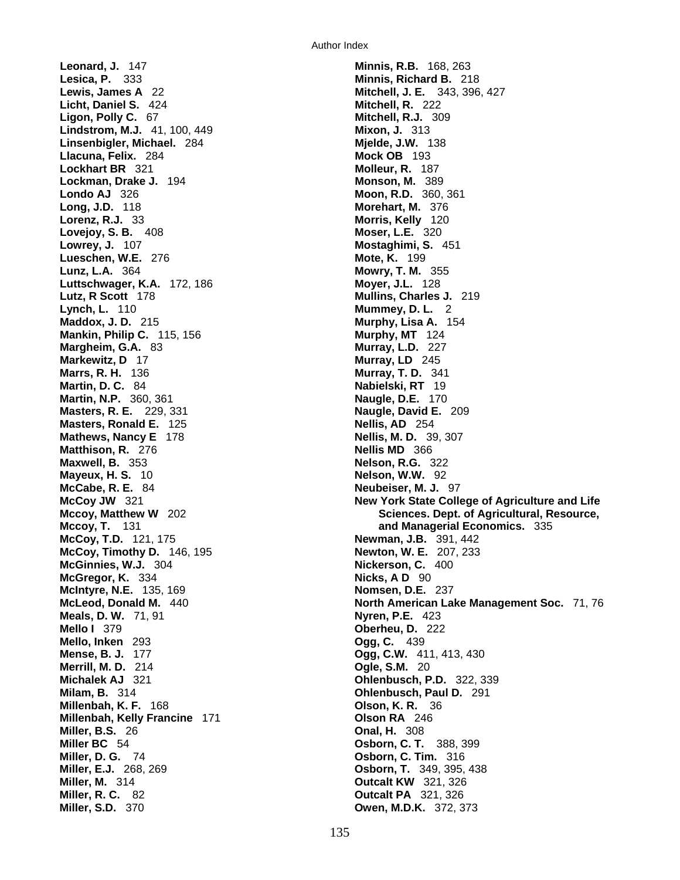**Leonard, J.** 147
**Lesica, P.** 333
**Lewis, James A** 22
**Licht, Daniel S.** 424
**Ligon, Polly C.** 67
**Lindstrom, M.J.** 41, 100, 449
**Linsenbigler, Michael.** 284
**Llacuna, Felix.** 284
**Lockhart BR** 321
**Lockman, Drake J.** 194
**Londo AJ** 326
**Long, J.D.** 118
**Lorenz, R.J.** 33
**Lovejoy, S. B.** 408
**Lowrey, J.** 107
**Lueschen, W.E.** 276
**Lunz, L.A.** 364
**Luttschwager, K.A.** 172, 186
**Lutz, R Scott** 178
**Lynch, L.** 110
**Maddox, J. D.** 215
**Mankin, Philip C.** 115, 156
**Margheim, G.A.** 83
**Markewitz, D** 17
**Marrs, R. H.** 136
**Martin, D. C.** 84
**Martin, N.P.** 360, 361
**Masters, R. E.** 229, 331
**Masters, Ronald E.** 125
**Mathews, Nancy E** 178
**Matthison, R.** 276
**Maxwell, B.** 353
**Mayeux, H. S.** 10
**McCabe, R. E.** 84
**McCoy JW** 321
**Mccoy, Matthew W** 202
**Mccoy, T.** 131
**McCoy, T.D.** 121, 175
**McCoy, Timothy D.** 146, 195
**McGinnies, W.J.** 304
**McGregor, K.** 334
**McIntyre, N.E.** 135, 169
**McLeod, Donald M.** 440
**Meals, D. W.** 71, 91
**Mello I** 379
**Mello, Inken** 293
**Mense, B. J.** 177
**Merrill, M. D.** 214
**Michalek AJ** 321
**Milam, B.** 314
**Millenbah, K. F.** 168
**Millenbah, Kelly Francine** 171
**Miller, B.S.** 26
**Miller BC** 54
**Miller, D. G.** 74
**Miller, E.J.** 268, 269
**Miller, M.** 314
**Miller, R. C.** 82
**Miller, S.D.** 370
**Minnis, R.B.** 168, 263
**Minnis, Richard B.** 218
**Mitchell, J. E.** 343, 396, 427
**Mitchell, R.** 222
**Mitchell, R.J.** 309
**Mixon, J.** 313
**Mjelde, J.W.** 138
**Mock OB** 193
**Molleur, R.** 187
**Monson, M.** 389
**Moon, R.D.** 360, 361
**Morehart, M.** 376
**Morris, Kelly** 120
**Moser, L.E.** 320
**Mostaghimi, S.** 451
**Mote, K.** 199
**Mowry, T. M.** 355
**Moyer, J.L.** 128
**Mullins, Charles J.** 219
**Mummey, D. L.** 2
**Murphy, Lisa A.** 154
**Murphy, MT** 124
**Murray, L.D.** 227
**Murray, LD** 245
**Murray, T. D.** 341
**Nabielski, RT** 19
**Naugle, D.E.** 170
**Naugle, David E.** 209
**Nellis, AD** 254
**Nellis, M. D.** 39, 307
**Nellis MD** 366
**Nelson, R.G.** 322
**Nelson, W.W.** 92
**Neubeiser, M. J.** 97
**New York State College of Agriculture and Life Sciences. Dept. of Agricultural, Resource, and Managerial Economics.** 335
**Newman, J.B.** 391, 442
**Newton, W. E.** 207, 233
**Nickerson, C.** 400
**Nicks, A D** 90
**Nomsen, D.E.** 237
**North American Lake Management Soc.** 71, 76
**Nyren, P.E.** 423
**Oberheu, D.** 222
**Ogg, C.** 439
**Ogg, C.W.** 411, 413, 430
**Ogle, S.M.** 20
**Ohlenbusch, P.D.** 322, 339
**Ohlenbusch, Paul D.** 291
**Olson, K. R.** 36
**Olson RA** 246
**Onal, H.** 308
**Osborn, C. T.** 388, 399
**Osborn, C. Tim.** 316
**Osborn, T.** 349, 395, 438
**Outcalt KW** 321, 326
**Outcalt PA** 321, 326
**Owen, M.D.K.** 372, 373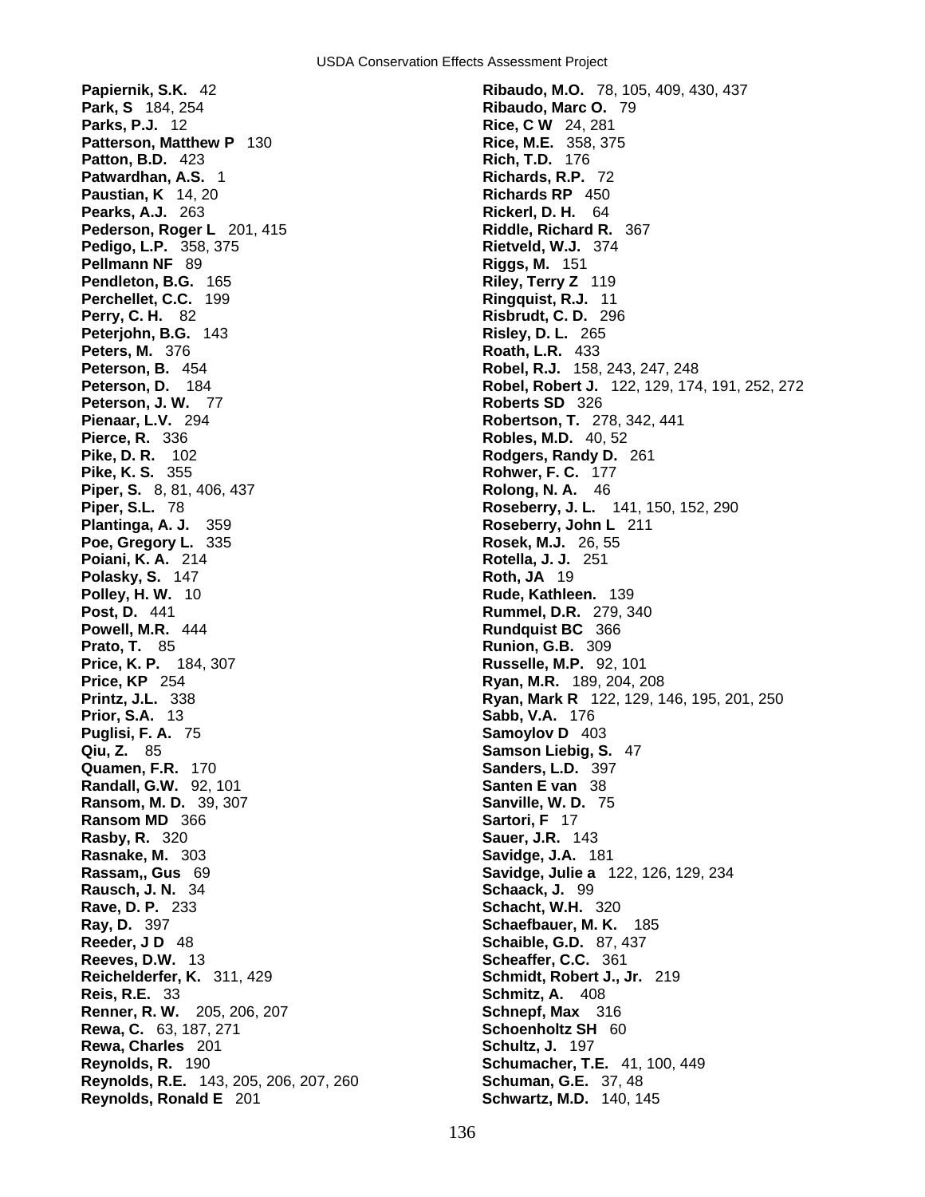**Papiernik, S.K.** 42
**Park, S** 184, 254
**Parks, P.J.** 12
**Patterson, Matthew P** 130
**Patton, B.D.** 423
**Patwardhan, A.S.** 1
**Paustian, K** 14, 20
**Pearks, A.J.** 263
**Pederson, Roger L** 201, 415
**Pedigo, L.P.** 358, 375
**Pellmann NF** 89
**Pendleton, B.G.** 165
**Perchellet, C.C.** 199
**Perry, C. H.** 82
**Peterjohn, B.G.** 143
**Peters, M.** 376
**Peterson, B.** 454
**Peterson, D.** 184
**Peterson, J. W.** 77
**Pienaar, L.V.** 294
**Pierce, R.** 336
**Pike, D. R.** 102
**Pike, K. S.** 355
**Piper, S.** 8, 81, 406, 437
**Piper, S.L.** 78
**Plantinga, A. J.** 359
**Poe, Gregory L.** 335
**Poiani, K. A.** 214
**Polasky, S.** 147
**Polley, H. W.** 10
**Post, D.** 441
**Powell, M.R.** 444
**Prato, T.** 85
**Price, K. P.** 184, 307
**Price, KP** 254
**Printz, J.L.** 338
**Prior, S.A.** 13
**Puglisi, F. A.** 75
**Qiu, Z.** 85
**Quamen, F.R.** 170
**Randall, G.W.** 92, 101
**Ransom, M. D.** 39, 307
**Ransom MD** 366
**Rasby, R.** 320
**Rasnake, M.** 303
**Rassam,, Gus** 69
**Rausch, J. N.** 34
**Rave, D. P.** 233
**Ray, D.** 397
**Reeder, J D** 48
**Reeves, D.W.** 13
**Reichelderfer, K.** 311, 429
**Reis, R.E.** 33
**Renner, R. W.** 205, 206, 207
**Rewa, C.** 63, 187, 271
**Rewa, Charles** 201
**Reynolds, R.** 190
**Reynolds, R.E.** 143, 205, 206, 207, 260
**Reynolds, Ronald E** 201
**Ribaudo, M.O.** 78, 105, 409, 430, 437
**Ribaudo, Marc O.** 79
**Rice, C W** 24, 281
**Rice, M.E.** 358, 375
**Rich, T.D.** 176
**Richards, R.P.** 72
**Richards RP** 450
**Rickerl, D. H.** 64
**Riddle, Richard R.** 367
**Rietveld, W.J.** 374
**Riggs, M.** 151
**Riley, Terry Z** 119
**Ringquist, R.J.** 11
**Risbrudt, C. D.** 296
**Risley, D. L.** 265
**Roath, L.R.** 433
**Robel, R.J.** 158, 243, 247, 248
**Robel, Robert J.** 122, 129, 174, 191, 252, 272
**Roberts SD** 326
**Robertson, T.** 278, 342, 441
**Robles, M.D.** 40, 52
**Rodgers, Randy D.** 261
**Rohwer, F. C.** 177
**Rolong, N. A.** 46
**Roseberry, J. L.** 141, 150, 152, 290
**Roseberry, John L** 211
**Rosek, M.J.** 26, 55
**Rotella, J. J.** 251
**Roth, JA** 19
**Rude, Kathleen.** 139
**Rummel, D.R.** 279, 340
**Rundquist BC** 366
**Runion, G.B.** 309
**Russelle, M.P.** 92, 101
**Ryan, M.R.** 189, 204, 208
**Ryan, Mark R** 122, 129, 146, 195, 201, 250
**Sabb, V.A.** 176
**Samoylov D** 403
**Samson Liebig, S.** 47
**Sanders, L.D.** 397
**Santen E van** 38
**Sanville, W. D.** 75
**Sartori, F** 17
**Sauer, J.R.** 143
**Savidge, J.A.** 181
**Savidge, Julie a** 122, 126, 129, 234
**Schaack, J.** 99
**Schacht, W.H.** 320
**Schaefbauer, M. K.** 185
**Schaible, G.D.** 87, 437
**Scheaffer, C.C.** 361
**Schmidt, Robert J., Jr.** 219
**Schmitz, A.** 408
**Schnepf, Max** 316
**Schoenholtz SH** 60
**Schultz, J.** 197
**Schumacher, T.E.** 41, 100, 449
**Schuman, G.E.** 37, 48
**Schwartz, M.D.** 140, 145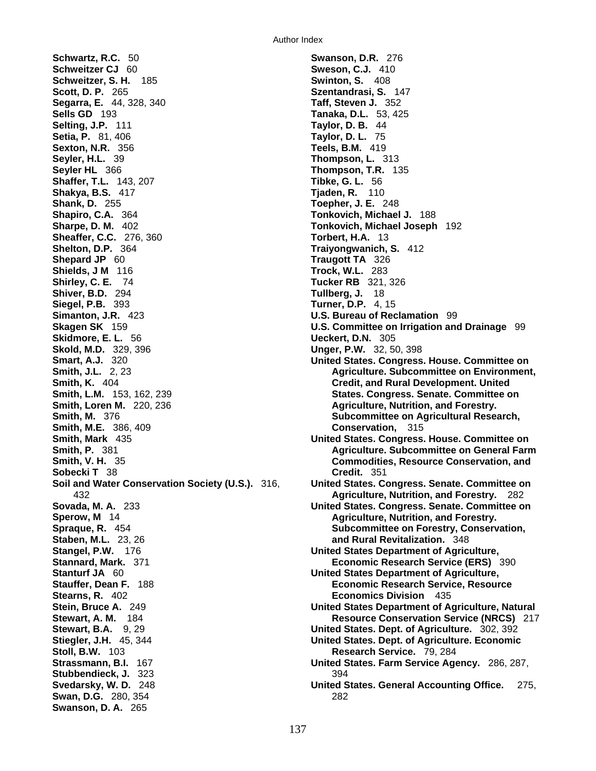**Schwartz, R.C.** 50
**Schweitzer CJ** 60
**Schweitzer, S. H.** 185
**Scott, D. P.** 265
**Segarra, E.** 44, 328, 340
**Sells GD** 193
**Selting, J.P.** 111
**Setia, P.** 81, 406
**Sexton, N.R.** 356
**Seyler, H.L.** 39
**Seyler HL** 366
**Shaffer, T.L.** 143, 207
**Shakya, B.S.** 417
**Shank, D.** 255
**Shapiro, C.A.** 364
**Sharpe, D. M.** 402
**Sheaffer, C.C.** 276, 360
**Shelton, D.P.** 364
**Shepard JP** 60
**Shields, J M** 116
**Shirley, C. E.** 74
**Shiver, B.D.** 294
**Siegel, P.B.** 393
**Simanton, J.R.** 423
**Skagen SK** 159
**Skidmore, E. L.** 56
**Skold, M.D.** 329, 396
**Smart, A.J.** 320
**Smith, J.L.** 2, 23
**Smith, K.** 404
**Smith, L.M.** 153, 162, 239
**Smith, Loren M.** 220, 236
**Smith, M.** 376
**Smith, M.E.** 386, 409
**Smith, Mark** 435
**Smith, P.** 381
**Smith, V. H.** 35
**Sobecki T** 38
**Soil and Water Conservation Society (U.S.).** 316, 432
**Sovada, M. A.** 233
**Sperow, M** 14
**Spraque, R.** 454
**Staben, M.L.** 23, 26
**Stangel, P.W.** 176
**Stannard, Mark.** 371
**Stanturf JA** 60
**Stauffer, Dean F.** 188
**Stearns, R.** 402
**Stein, Bruce A.** 249
**Stewart, A. M.** 184
**Stewart, B.A.** 9, 29
**Stiegler, J.H.** 45, 344
**Stoll, B.W.** 103
**Strassmann, B.I.** 167
**Stubbendieck, J.** 323
**Svedarsky, W. D.** 248
**Swan, D.G.** 280, 354
**Swanson, D. A.** 265
**Swanson, D.R.** 276
**Sweson, C.J.** 410
**Swinton, S.** 408
**Szentandrasi, S.** 147
**Taff, Steven J.** 352
**Tanaka, D.L.** 53, 425
**Taylor, D. B.** 44
**Taylor, D. L.** 75
**Teels, B.M.** 419
**Thompson, L.** 313
**Thompson, T.R.** 135
**Tibke, G. L.** 56
**Tjaden, R.** 110
**Toepher, J. E.** 248
**Tonkovich, Michael J.** 188
**Tonkovich, Michael Joseph** 192
**Torbert, H.A.** 13
**Traiyongwanich, S.** 412
**Traugott TA** 326
**Trock, W.L.** 283
**Tucker RB** 321, 326
**Tullberg, J.** 18
**Turner, D.P.** 4, 15
**U.S. Bureau of Reclamation** 99
**U.S. Committee on Irrigation and Drainage** 99
**Ueckert, D.N.** 305
**Unger, P.W.** 32, 50, 398
**United States. Congress. House. Committee on Agriculture. Subcommittee on Environment, Credit, and Rural Development. United States. Congress. Senate. Committee on Agriculture, Nutrition, and Forestry. Subcommittee on Agricultural Research, Conservation,** 315
**United States. Congress. House. Committee on Agriculture. Subcommittee on General Farm Commodities, Resource Conservation, and Credit.** 351
**United States. Congress. Senate. Committee on Agriculture, Nutrition, and Forestry.** 282
**United States. Congress. Senate. Committee on Agriculture, Nutrition, and Forestry. Subcommittee on Forestry, Conservation, and Rural Revitalization.** 348
**United States Department of Agriculture, Economic Research Service (ERS)** 390
**United States Department of Agriculture, Economic Research Service, Resource Economics Division** 435
**United States Department of Agriculture, Natural Resource Conservation Service (NRCS)** 217
**United States. Dept. of Agriculture.** 302, 392
**United States. Dept. of Agriculture. Economic Research Service.** 79, 284
**United States. Farm Service Agency.** 286, 287, 394
**United States. General Accounting Office.** 275, 282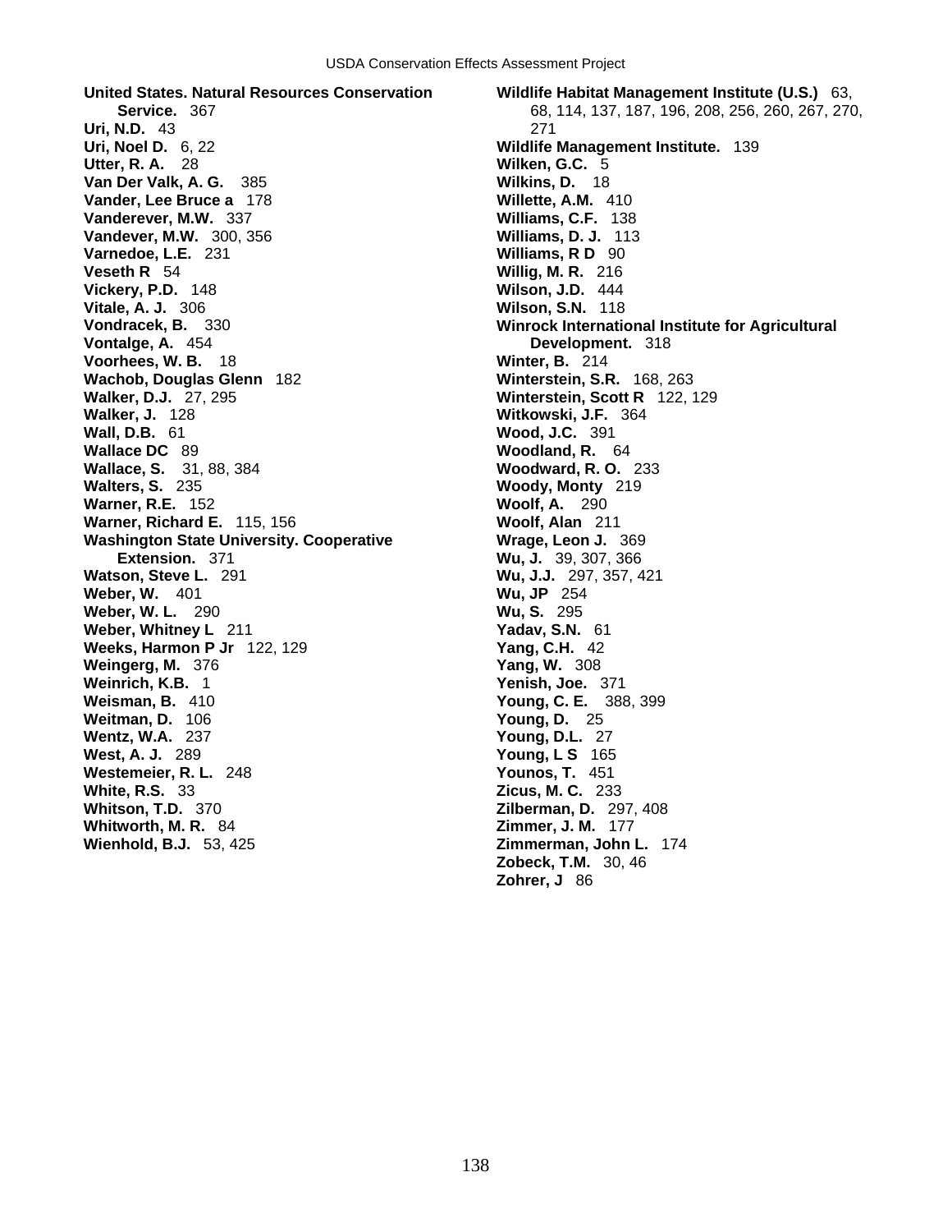**United States. Natural Resources Conservation Service.** 367
**Uri, N.D.** 43
**Uri, Noel D.** 6, 22
**Utter, R. A.** 28
**Van Der Valk, A. G.** 385
**Vander, Lee Bruce a** 178
**Vanderever, M.W.** 337
**Vandever, M.W.** 300, 356
**Varnedoe, L.E.** 231
**Veseth R** 54
**Vickery, P.D.** 148
**Vitale, A. J.** 306
**Vondracek, B.** 330
**Vontalge, A.** 454
**Voorhees, W. B.** 18
**Wachob, Douglas Glenn** 182
**Walker, D.J.** 27, 295
**Walker, J.** 128
**Wall, D.B.** 61
**Wallace DC** 89
**Wallace, S.** 31, 88, 384
**Walters, S.** 235
**Warner, R.E.** 152
**Warner, Richard E.** 115, 156
**Washington State University. Cooperative Extension.** 371
**Watson, Steve L.** 291
**Weber, W.** 401
**Weber, W. L.** 290
**Weber, Whitney L** 211
**Weeks, Harmon P Jr** 122, 129
**Weingerg, M.** 376
**Weinrich, K.B.** 1
**Weisman, B.** 410
**Weitman, D.** 106
**Wentz, W.A.** 237
**West, A. J.** 289
**Westemeier, R. L.** 248
**White, R.S.** 33
**Whitson, T.D.** 370
**Whitworth, M. R.** 84
**Wienhold, B.J.** 53, 425
**Wildlife Habitat Management Institute (U.S.)** 63, 68, 114, 137, 187, 196, 208, 256, 260, 267, 270, 271
**Wildlife Management Institute.** 139
**Wilken, G.C.** 5
**Wilkins, D.** 18
**Willette, A.M.** 410
**Williams, C.F.** 138
**Williams, D. J.** 113
**Williams, R D** 90
**Willig, M. R.** 216
**Wilson, J.D.** 444
**Wilson, S.N.** 118
**Winrock International Institute for Agricultural Development.** 318
**Winter, B.** 214
**Winterstein, S.R.** 168, 263
**Winterstein, Scott R** 122, 129
**Witkowski, J.F.** 364
**Wood, J.C.** 391
**Woodland, R.** 64
**Woodward, R. O.** 233
**Woody, Monty** 219
**Woolf, A.** 290
**Woolf, Alan** 211
**Wrage, Leon J.** 369
**Wu, J.** 39, 307, 366
**Wu, J.J.** 297, 357, 421
**Wu, JP** 254
**Wu, S.** 295
**Yadav, S.N.** 61
**Yang, C.H.** 42
**Yang, W.** 308
**Yenish, Joe.** 371
**Young, C. E.** 388, 399
**Young, D.** 25
**Young, D.L.** 27
**Young, L S** 165
**Younos, T.** 451
**Zicus, M. C.** 233
**Zilberman, D.** 297, 408
**Zimmer, J. M.** 177
**Zimmerman, John L.** 174
**Zobeck, T.M.** 30, 46
**Zohrer, J** 86